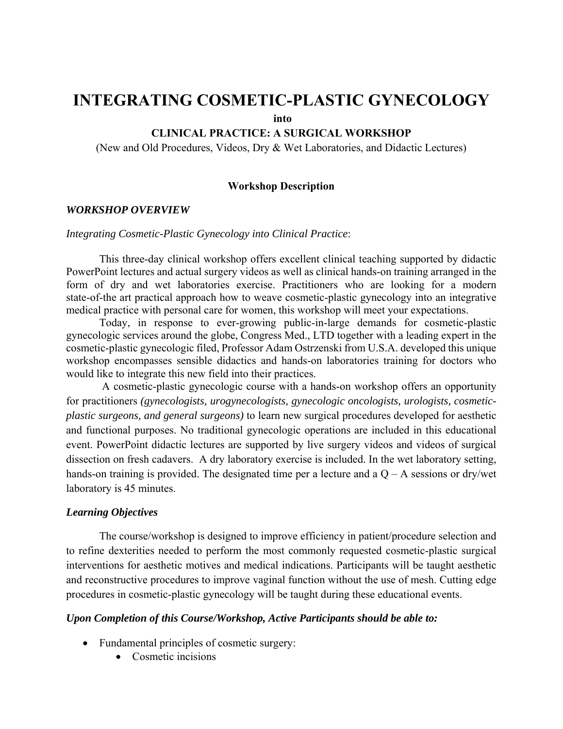# INTEGRATING COSMETIC-PLASTIC GYNECOLOGY

**into**

**CLINICAL PRACTICE: A SURGICAL WORKSHOP**

(New and Old Procedures, Videos, Dry & Wet Laboratories, and Didactic Lectures)

**Workshop Description**

### *WORKSHOP OVERVIEW*

*Integrating Cosmetic-Plastic Gynecology into Clinical Practice*:

This three-day clinical workshop offers excellent clinical teaching supported by didactic PowerPoint lectures and actual surgery videos as well as clinical hands-on training arranged in the form of dry and wet laboratories exercise. Practitioners who are looking for a modern state-of-the art practical approach how to weave cosmetic-plastic gynecology into an integrative medical practice with personal care for women, this workshop will meet your expectations.

Today, in response to ever-growing public-in-large demands for cosmetic-plastic gynecologic services around the globe, Congress Med., LTD together with a leading expert in the cosmetic-plastic gynecologic filed, Professor Adam Ostrzenski from U.S.A. developed this unique workshop encompasses sensible didactics and hands-on laboratories training for doctors who would like to integrate this new field into their practices.

A cosmetic-plastic gynecologic course with a hands-on workshop offers an opportunity for practitioners *(gynecologists, urogynecologists, gynecologic oncologists, urologists, cosmetic-plastic surgeons, and general surgeons)* to learn new surgical procedures developed for aesthetic and functional purposes. No traditional gynecologic operations are included in this educational event. PowerPoint didactic lectures are supported by live surgery videos and videos of surgical dissection on fresh cadavers. A dry laboratory exercise is included. In the wet laboratory setting, hands-on training is provided. The designated time per a lecture and a Q – A sessions or dry/wet laboratory is 45 minutes.

### *Learning Objectives*

The course/workshop is designed to improve efficiency in patient/procedure selection and to refine dexterities needed to perform the most commonly requested cosmetic-plastic surgical interventions for aesthetic motives and medical indications. Participants will be taught aesthetic and reconstructive procedures to improve vaginal function without the use of mesh. Cutting edge procedures in cosmetic-plastic gynecology will be taught during these educational events.

### *Upon Completion of this Course/Workshop, Active Participants should be able to:*

- Fundamental principles of cosmetic surgery:
  - Cosmetic incisions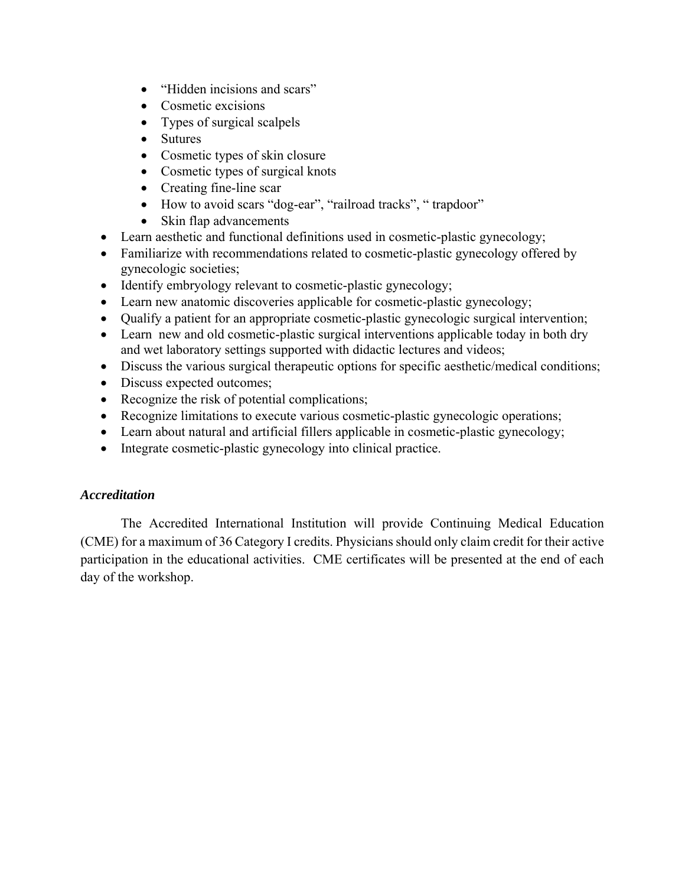- "Hidden incisions and scars"
  - Cosmetic excisions
  - Types of surgical scalpels
  - Sutures
  - Cosmetic types of skin closure
  - Cosmetic types of surgical knots
  - Creating fine-line scar
  - How to avoid scars "dog-ear", "railroad tracks", " trapdoor"
  - Skin flap advancements
- Learn aesthetic and functional definitions used in cosmetic-plastic gynecology;
- Familiarize with recommendations related to cosmetic-plastic gynecology offered by gynecologic societies;
- Identify embryology relevant to cosmetic-plastic gynecology;
- Learn new anatomic discoveries applicable for cosmetic-plastic gynecology;
- Qualify a patient for an appropriate cosmetic-plastic gynecologic surgical intervention;
- Learn new and old cosmetic-plastic surgical interventions applicable today in both dry and wet laboratory settings supported with didactic lectures and videos;
- Discuss the various surgical therapeutic options for specific aesthetic/medical conditions;
- Discuss expected outcomes;
- Recognize the risk of potential complications;
- Recognize limitations to execute various cosmetic-plastic gynecologic operations;
- Learn about natural and artificial fillers applicable in cosmetic-plastic gynecology;
- Integrate cosmetic-plastic gynecology into clinical practice.

***Accreditation***

The Accredited International Institution will provide Continuing Medical Education (CME) for a maximum of 36 Category I credits. Physicians should only claim credit for their active participation in the educational activities. CME certificates will be presented at the end of each day of the workshop.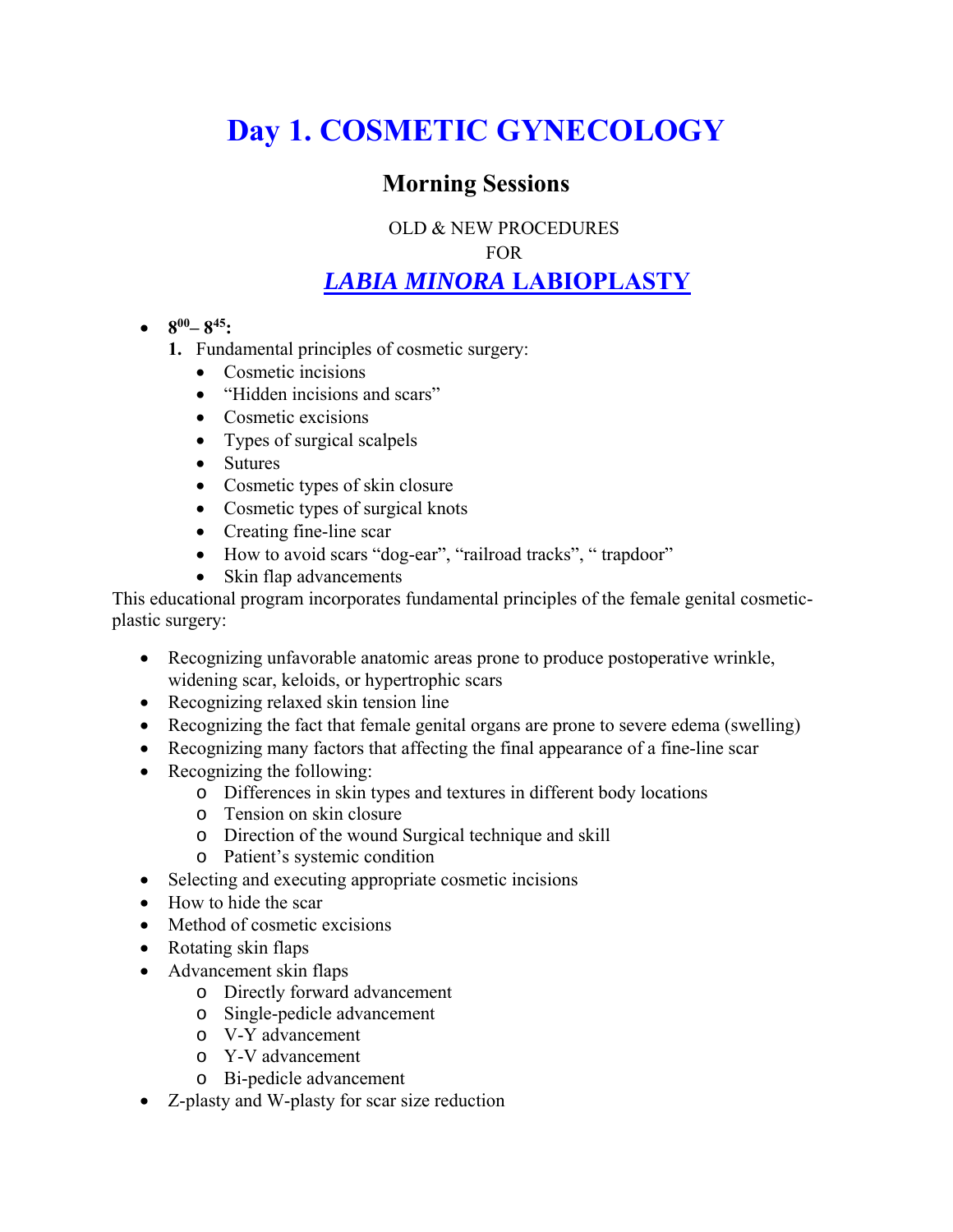# Day 1. COSMETIC GYNECOLOGY

## Morning Sessions

OLD & NEW PROCEDURES

FOR

## *LABIA MINORA* LABIOPLASTY

- **$8^{00}$– $8^{45}$:**
  1. Fundamental principles of cosmetic surgery:
     - Cosmetic incisions
     - "Hidden incisions and scars"
     - Cosmetic excisions
     - Types of surgical scalpels
     - Sutures
     - Cosmetic types of skin closure
     - Cosmetic types of surgical knots
     - Creating fine-line scar
     - How to avoid scars "dog-ear", "railroad tracks", " trapdoor"
     - Skin flap advancements

This educational program incorporates fundamental principles of the female genital cosmetic-plastic surgery:

- Recognizing unfavorable anatomic areas prone to produce postoperative wrinkle, widening scar, keloids, or hypertrophic scars
- Recognizing relaxed skin tension line
- Recognizing the fact that female genital organs are prone to severe edema (swelling)
- Recognizing many factors that affecting the final appearance of a fine-line scar
- Recognizing the following:
  - Differences in skin types and textures in different body locations
  - Tension on skin closure
  - Direction of the wound Surgical technique and skill
  - Patient's systemic condition
- Selecting and executing appropriate cosmetic incisions
- How to hide the scar
- Method of cosmetic excisions
- Rotating skin flaps
- Advancement skin flaps
  - Directly forward advancement
  - Single-pedicle advancement
  - V-Y advancement
  - Y-V advancement
  - Bi-pedicle advancement
- Z-plasty and W-plasty for scar size reduction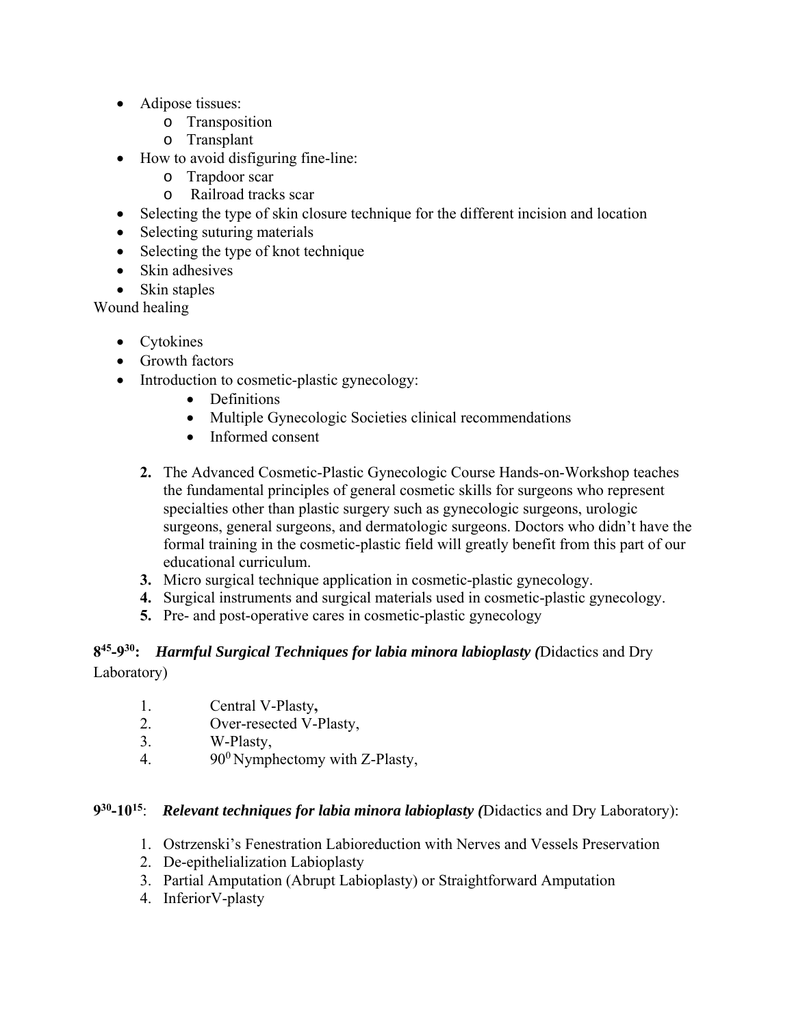- Adipose tissues:
  - Transposition
  - Transplant
- How to avoid disfiguring fine-line:
  - Trapdoor scar
  - Railroad tracks scar
- Selecting the type of skin closure technique for the different incision and location
- Selecting suturing materials
- Selecting the type of knot technique
- Skin adhesives
- Skin staples

Wound healing

- Cytokines
- Growth factors
- Introduction to cosmetic-plastic gynecology:
  - Definitions
  - Multiple Gynecologic Societies clinical recommendations
  - Informed consent

2. The Advanced Cosmetic-Plastic Gynecologic Course Hands-on-Workshop teaches the fundamental principles of general cosmetic skills for surgeons who represent specialties other than plastic surgery such as gynecologic surgeons, urologic surgeons, general surgeons, and dermatologic surgeons. Doctors who didn't have the formal training in the cosmetic-plastic field will greatly benefit from this part of our educational curriculum.
3. Micro surgical technique application in cosmetic-plastic gynecology.
4. Surgical instruments and surgical materials used in cosmetic-plastic gynecology.
5. Pre- and post-operative cares in cosmetic-plastic gynecology

**8$^{45}$-9$^{30}$:** ***Harmful Surgical Techniques for labia minora labioplasty (***Didactics and Dry Laboratory)

1. Central V-Plasty**,**
2. Over-resected V-Plasty,
3. W-Plasty,
4. 90$^{0}$ Nymphectomy with Z-Plasty,

**9$^{30}$-10$^{15}$**: ***Relevant techniques for labia minora labioplasty (***Didactics and Dry Laboratory):

1. Ostrzenski's Fenestration Labioreduction with Nerves and Vessels Preservation
2. De-epithelialization Labioplasty
3. Partial Amputation (Abrupt Labioplasty) or Straightforward Amputation
4. InferiorV-plasty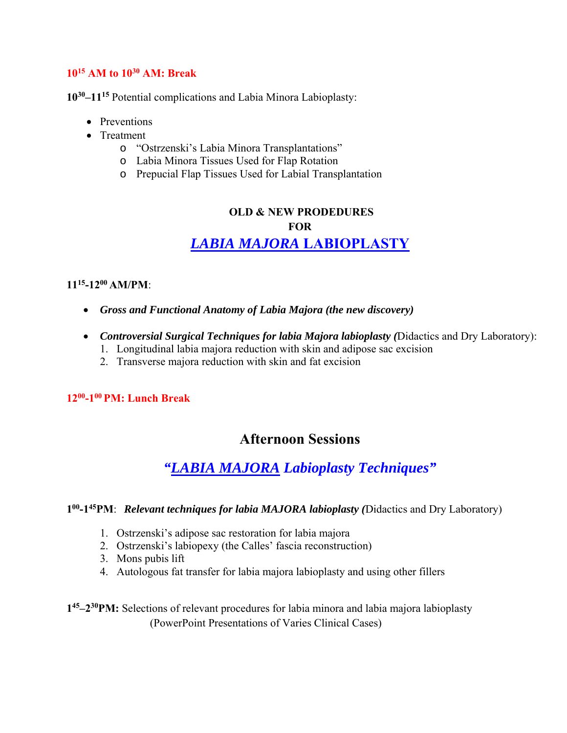**10:15 AM to 10:30 AM: Break**

**10:30–11:15** Potential complications and Labia Minora Labioplasty:

- Preventions
- Treatment
    - "Ostrzenski's Labia Minora Transplantations"
    - Labia Minora Tissues Used for Flap Rotation
    - Prepucial Flap Tissues Used for Labial Transplantation

## OLD & NEW PRODEDURES
## FOR
# *LABIA MAJORA* LABIOPLASTY

**11:15-12:00 AM/PM**:

- ***Gross and Functional Anatomy of Labia Majora (the new discovery)***
- ***Controversial Surgical Techniques for labia Majora labioplasty (***Didactics and Dry Laboratory):
    1. Longitudinal labia majora reduction with skin and adipose sac excision
    2. Transverse majora reduction with skin and fat excision

**12:00-1:00 PM: Lunch Break**

## Afternoon Sessions

## *"LABIA MAJORA Labioplasty Techniques"*

**1:00-1:45PM**: ***Relevant techniques for labia MAJORA labioplasty (***Didactics and Dry Laboratory)

1. Ostrzenski's adipose sac restoration for labia majora
2. Ostrzenski's labiopexy (the Calles' fascia reconstruction)
3. Mons pubis lift
4. Autologous fat transfer for labia majora labioplasty and using other fillers

**1:45–2:30PM:** Selections of relevant procedures for labia minora and labia majora labioplasty (PowerPoint Presentations of Varies Clinical Cases)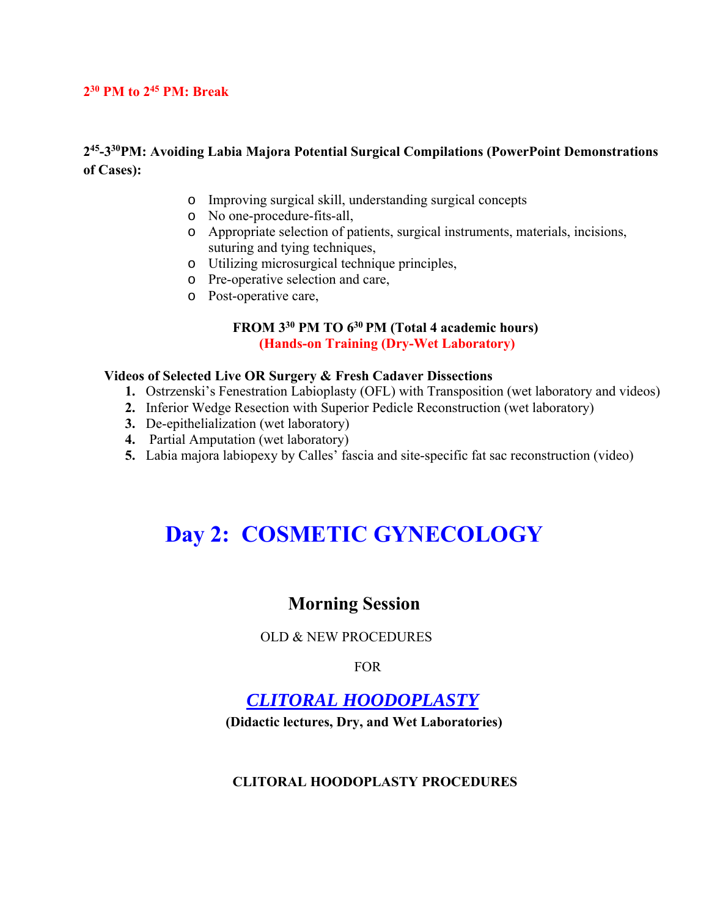**$2^{30}$ PM to $2^{45}$ PM: Break**

**$2^{45}$-$3^{30}$PM: Avoiding Labia Majora Potential Surgical Compilations (PowerPoint Demonstrations of Cases):**

- Improving surgical skill, understanding surgical concepts
- No one-procedure-fits-all,
- Appropriate selection of patients, surgical instruments, materials, incisions, suturing and tying techniques,
- Utilizing microsurgical technique principles,
- Pre-operative selection and care,
- Post-operative care,

**FROM $3^{30}$ PM TO $6^{30}$ PM (Total 4 academic hours)**
**(Hands-on Training (Dry-Wet Laboratory)**

**Videos of Selected Live OR Surgery & Fresh Cadaver Dissections**

1. Ostrzenski's Fenestration Labioplasty (OFL) with Transposition (wet laboratory and videos)
2. Inferior Wedge Resection with Superior Pedicle Reconstruction (wet laboratory)
3. De-epithelialization (wet laboratory)
4. Partial Amputation (wet laboratory)
5. Labia majora labiopexy by Calles' fascia and site-specific fat sac reconstruction (video)

# Day 2: COSMETIC GYNECOLOGY

## Morning Session

OLD & NEW PROCEDURES

FOR

## *CLITORAL HOODOPLASTY*

**(Didactic lectures, Dry, and Wet Laboratories)**

**CLITORAL HOODOPLASTY PROCEDURES**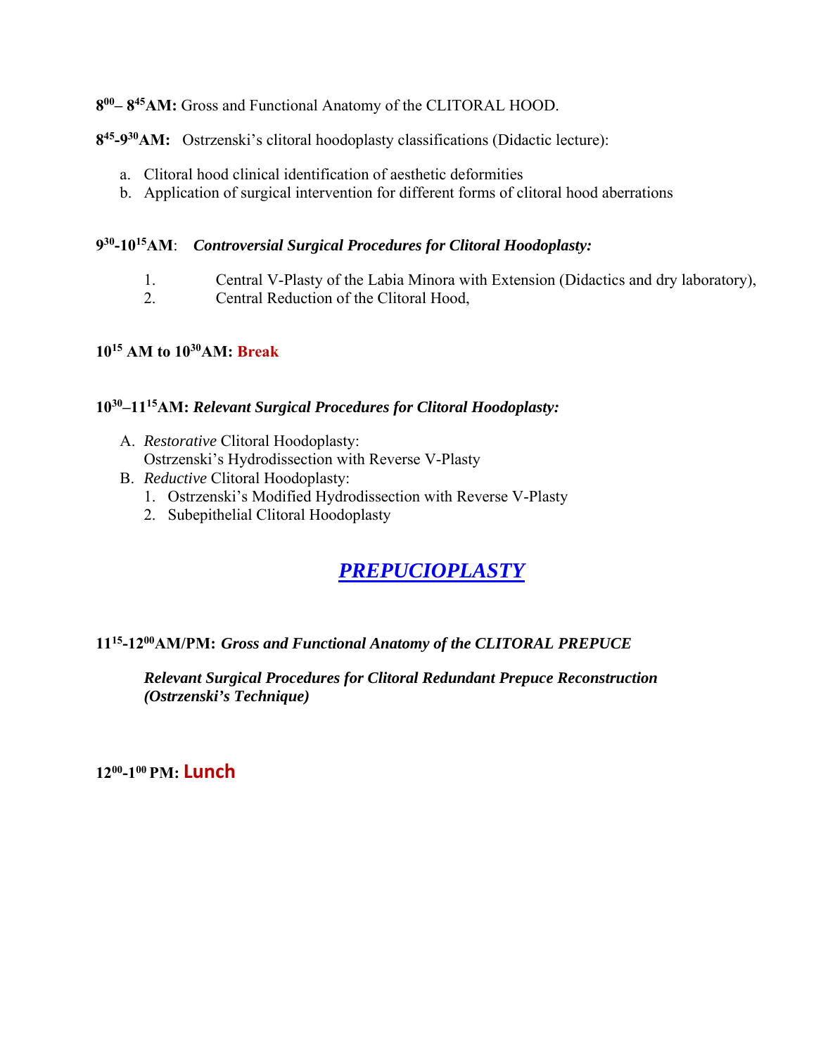**8:00– 8:45AM:** Gross and Functional Anatomy of the CLITORAL HOOD.

**8:45-9:30AM:** Ostrzenski's clitoral hoodoplasty classifications (Didactic lecture):

a. Clitoral hood clinical identification of aesthetic deformities
b. Application of surgical intervention for different forms of clitoral hood aberrations

**9:30-10:15AM**: ***Controversial Surgical Procedures for Clitoral Hoodoplasty:***

1. Central V-Plasty of the Labia Minora with Extension (Didactics and dry laboratory),
2. Central Reduction of the Clitoral Hood,

**10:15 AM to 10:30AM: Break**

**10:30–11:15AM: *Relevant Surgical Procedures for Clitoral Hoodoplasty:***

A. *Restorative* Clitoral Hoodoplasty:
   Ostrzenski's Hydrodissection with Reverse V-Plasty
B. *Reductive* Clitoral Hoodoplasty:
   1. Ostrzenski's Modified Hydrodissection with Reverse V-Plasty
   2. Subepithelial Clitoral Hoodoplasty

## ***PREPUCIOPLASTY***

**11:15-12:00AM/PM: *Gross and Functional Anatomy of the CLITORAL PREPUCE***

***Relevant Surgical Procedures for Clitoral Redundant Prepuce Reconstruction (Ostrzenski's Technique)***

**12:00-1:00 PM: Lunch**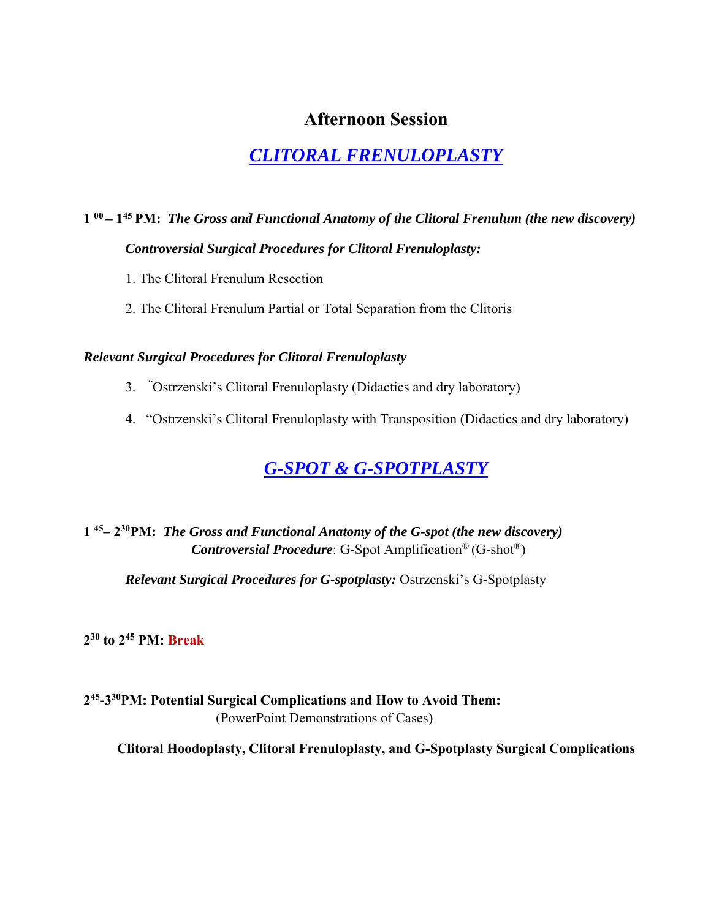## Afternoon Session

## ***CLITORAL FRENULOPLASTY***

**1 00 – 1 45 PM:** ***The Gross and Functional Anatomy of the Clitoral Frenulum (the new discovery)***

***Controversial Surgical Procedures for Clitoral Frenuloplasty:***

1. The Clitoral Frenulum Resection
2. The Clitoral Frenulum Partial or Total Separation from the Clitoris

***Relevant Surgical Procedures for Clitoral Frenuloplasty***

3. "Ostrzenski's Clitoral Frenuloplasty (Didactics and dry laboratory)
4. "Ostrzenski's Clitoral Frenuloplasty with Transposition (Didactics and dry laboratory)

## ***G-SPOT & G-SPOTPLASTY***

**1 45 – 2 30 PM:** ***The Gross and Functional Anatomy of the G-spot (the new discovery)***
***Controversial Procedure***: G-Spot Amplification® (G-shot®)

***Relevant Surgical Procedures for G-spotplasty:*** Ostrzenski's G-Spotplasty

**2 30 to 2 45 PM: Break**

**2 45 - 3 30 PM: Potential Surgical Complications and How to Avoid Them:**
(PowerPoint Demonstrations of Cases)

**Clitoral Hoodoplasty, Clitoral Frenuloplasty, and G-Spotplasty Surgical Complications**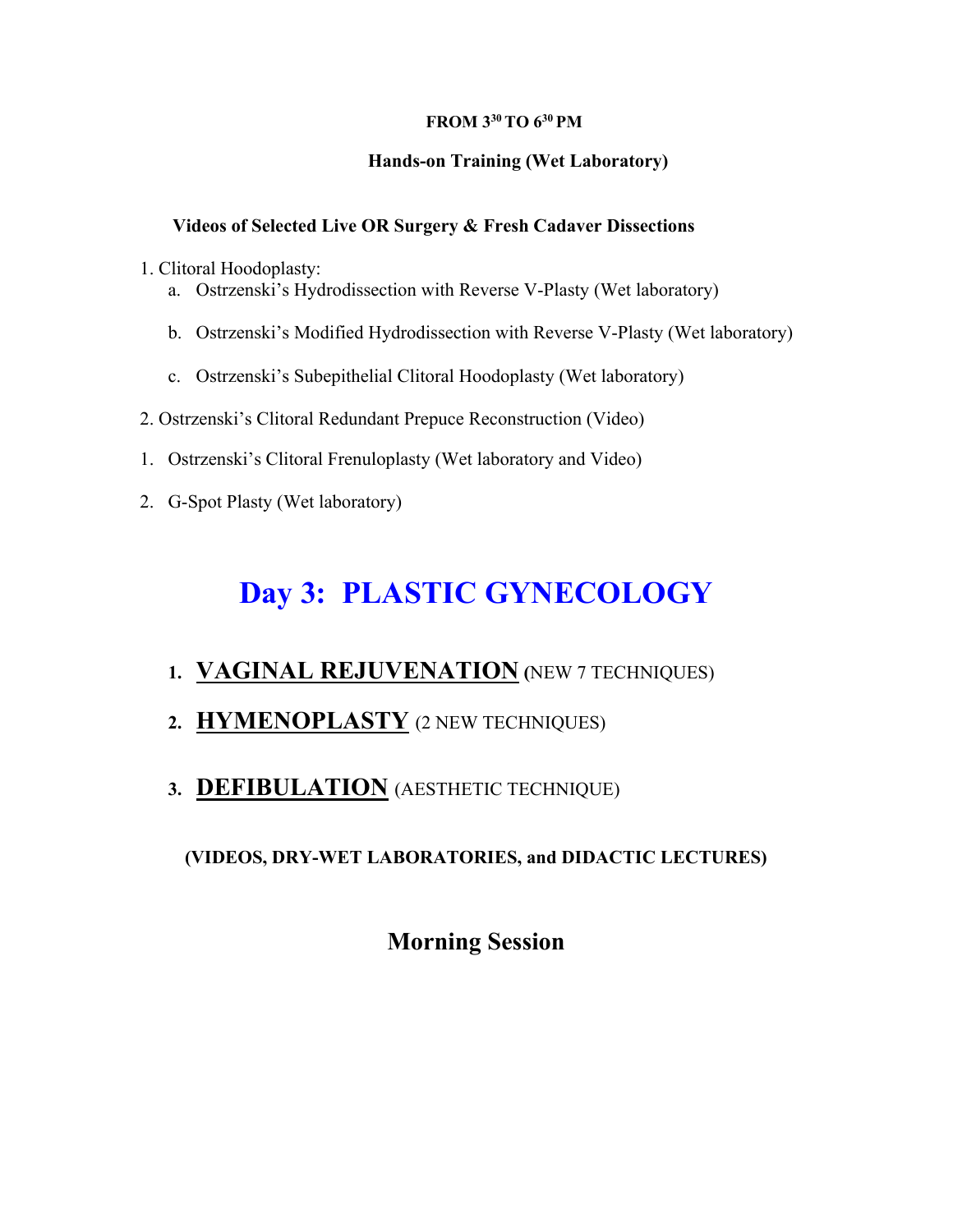**FROM 3[30] TO 6[30] PM**

**Hands-on Training (Wet Laboratory)**

**Videos of Selected Live OR Surgery & Fresh Cadaver Dissections**

1. Clitoral Hoodoplasty:
   a. Ostrzenski's Hydrodissection with Reverse V-Plasty (Wet laboratory)
   b. Ostrzenski's Modified Hydrodissection with Reverse V-Plasty (Wet laboratory)
   c. Ostrzenski's Subepithelial Clitoral Hoodoplasty (Wet laboratory)
2. Ostrzenski's Clitoral Redundant Prepuce Reconstruction (Video)

1. Ostrzenski's Clitoral Frenuloplasty (Wet laboratory and Video)
2. G-Spot Plasty (Wet laboratory)

# Day 3: PLASTIC GYNECOLOGY

1. **VAGINAL REJUVENATION** (NEW 7 TECHNIQUES)
2. **HYMENOPLASTY** (2 NEW TECHNIQUES)
3. **DEFIBULATION** (AESTHETIC TECHNIQUE)

**(VIDEOS, DRY-WET LABORATORIES, and DIDACTIC LECTURES)**

## Morning Session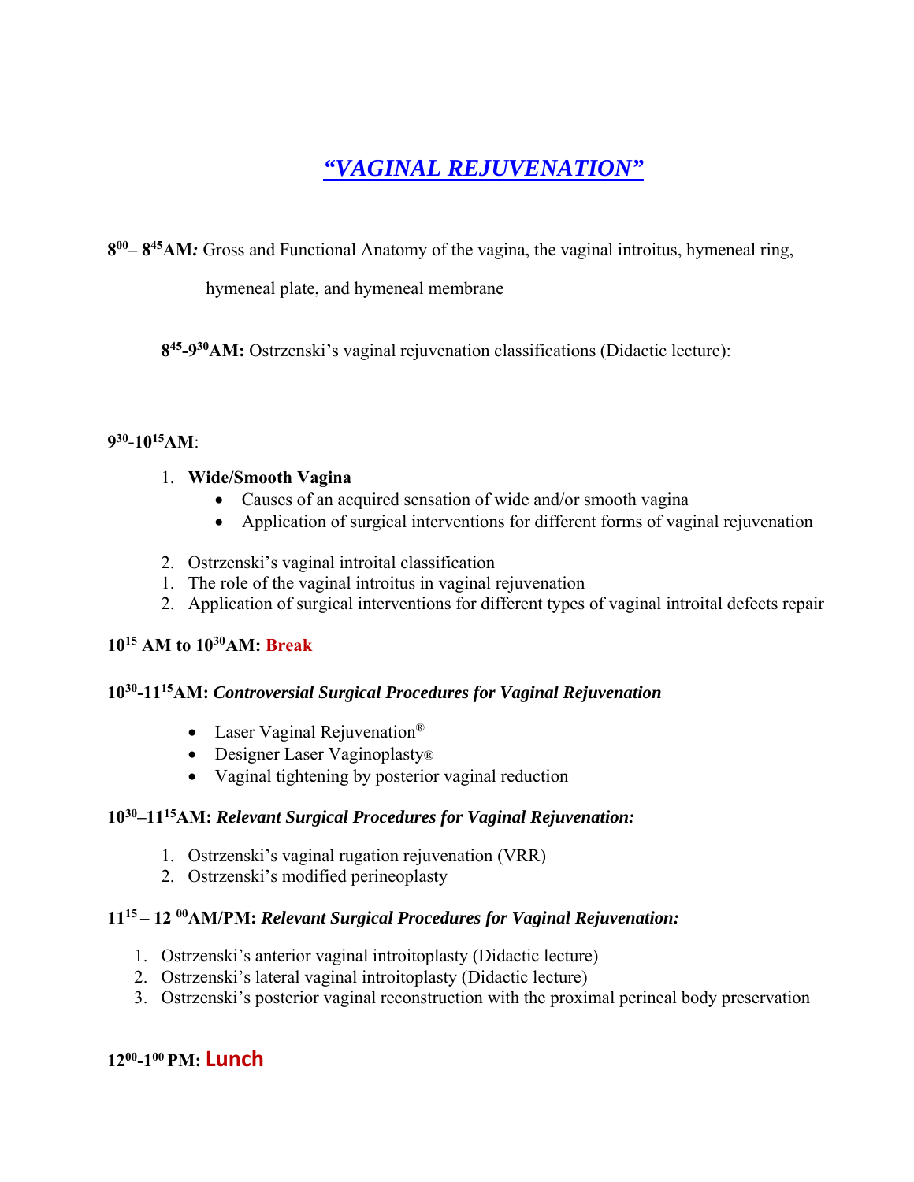# *"VAGINAL REJUVENATION"*

**$8^{00}$– $8^{45}$AM:** Gross and Functional Anatomy of the vagina, the vaginal introitus, hymeneal ring, hymeneal plate, and hymeneal membrane

**$8^{45}$-$9^{30}$AM:** Ostrzenski's vaginal rejuvenation classifications (Didactic lecture):

**$9^{30}$-$10^{15}$AM**:

1. **Wide/Smooth Vagina**
   - Causes of an acquired sensation of wide and/or smooth vagina
   - Application of surgical interventions for different forms of vaginal rejuvenation

2. Ostrzenski's vaginal introital classification
1. The role of the vaginal introitus in vaginal rejuvenation
2. Application of surgical interventions for different types of vaginal introital defects repair

**$10^{15}$ AM to $10^{30}$AM: Break**

**$10^{30}$-$11^{15}$AM: *Controversial Surgical Procedures for Vaginal Rejuvenation***

- Laser Vaginal Rejuvenation®
- Designer Laser Vaginoplasty®
- Vaginal tightening by posterior vaginal reduction

**$10^{30}$–$11^{15}$AM: *Relevant Surgical Procedures for Vaginal Rejuvenation:***

1. Ostrzenski's vaginal rugation rejuvenation (VRR)
2. Ostrzenski's modified perineoplasty

**$11^{15}$ – $12^{00}$AM/PM: *Relevant Surgical Procedures for Vaginal Rejuvenation:***

1. Ostrzenski's anterior vaginal introitoplasty (Didactic lecture)
2. Ostrzenski's lateral vaginal introitoplasty (Didactic lecture)
3. Ostrzenski's posterior vaginal reconstruction with the proximal perineal body preservation

**$12^{00}$-$1^{00}$ PM: Lunch**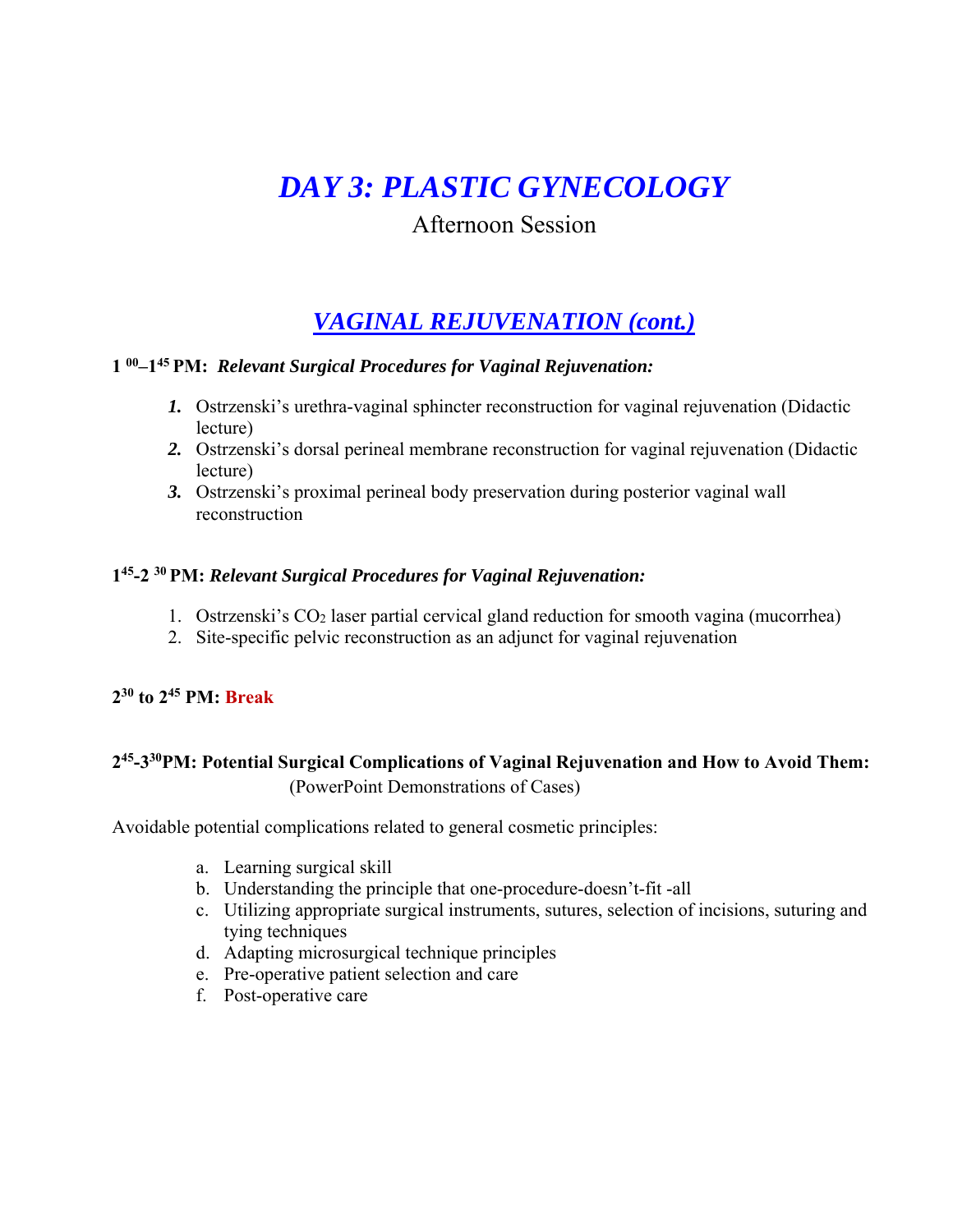# *DAY 3: PLASTIC GYNECOLOGY*

Afternoon Session

## *VAGINAL REJUVENATION (cont.)*

**$1^{00}$–$1^{45}$ PM:** ***Relevant Surgical Procedures for Vaginal Rejuvenation:***

1. Ostrzenski's urethra-vaginal sphincter reconstruction for vaginal rejuvenation (Didactic lecture)
2. Ostrzenski's dorsal perineal membrane reconstruction for vaginal rejuvenation (Didactic lecture)
3. Ostrzenski's proximal perineal body preservation during posterior vaginal wall reconstruction

**$1^{45}$-$2^{30}$ PM:** ***Relevant Surgical Procedures for Vaginal Rejuvenation:***

1. Ostrzenski's $CO_2$ laser partial cervical gland reduction for smooth vagina (mucorrhea)
2. Site-specific pelvic reconstruction as an adjunct for vaginal rejuvenation

**$2^{30}$ to $2^{45}$ PM: Break**

**$2^{45}$-$3^{30}$PM: Potential Surgical Complications of Vaginal Rejuvenation and How to Avoid Them:**
(PowerPoint Demonstrations of Cases)

Avoidable potential complications related to general cosmetic principles:

a. Learning surgical skill
b. Understanding the principle that one-procedure-doesn't-fit -all
c. Utilizing appropriate surgical instruments, sutures, selection of incisions, suturing and tying techniques
d. Adapting microsurgical technique principles
e. Pre-operative patient selection and care
f. Post-operative care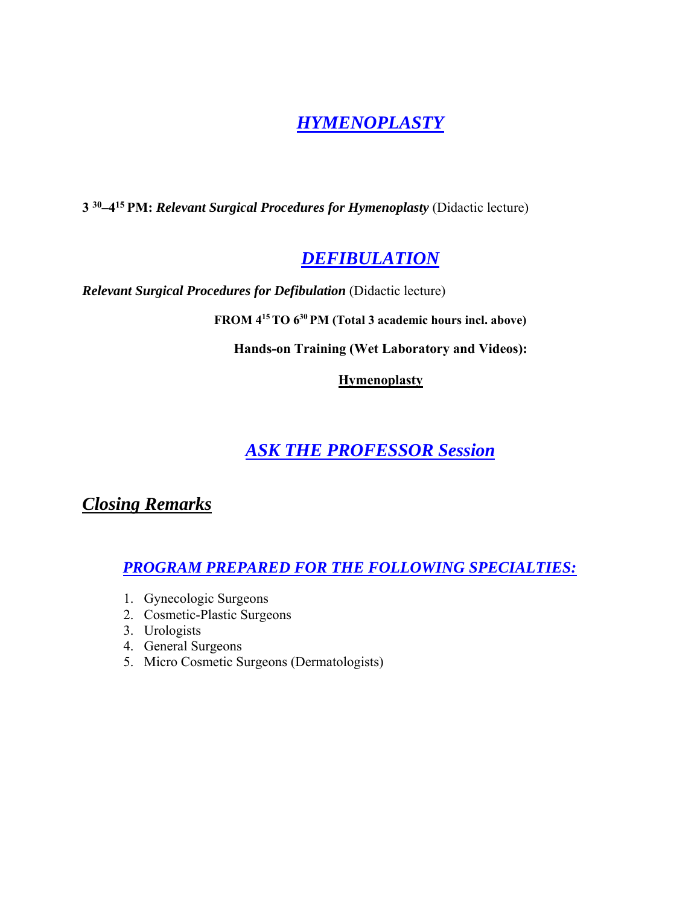## ***HYMENOPLASTY***

**$3^{30}$–$4^{15}$ PM:** ***Relevant Surgical Procedures for Hymenoplasty*** (Didactic lecture)

## ***DEFIBULATION***

***Relevant Surgical Procedures for Defibulation*** (Didactic lecture)

**FROM $4^{15}$ TO $6^{30}$ PM (Total 3 academic hours incl. above)**

**Hands-on Training (Wet Laboratory and Videos):**

**Hymenoplasty**

## ***ASK THE PROFESSOR Session***

## ***Closing Remarks***

### ***PROGRAM PREPARED FOR THE FOLLOWING SPECIALTIES:***

1. Gynecologic Surgeons
2. Cosmetic-Plastic Surgeons
3. Urologists
4. General Surgeons
5. Micro Cosmetic Surgeons (Dermatologists)